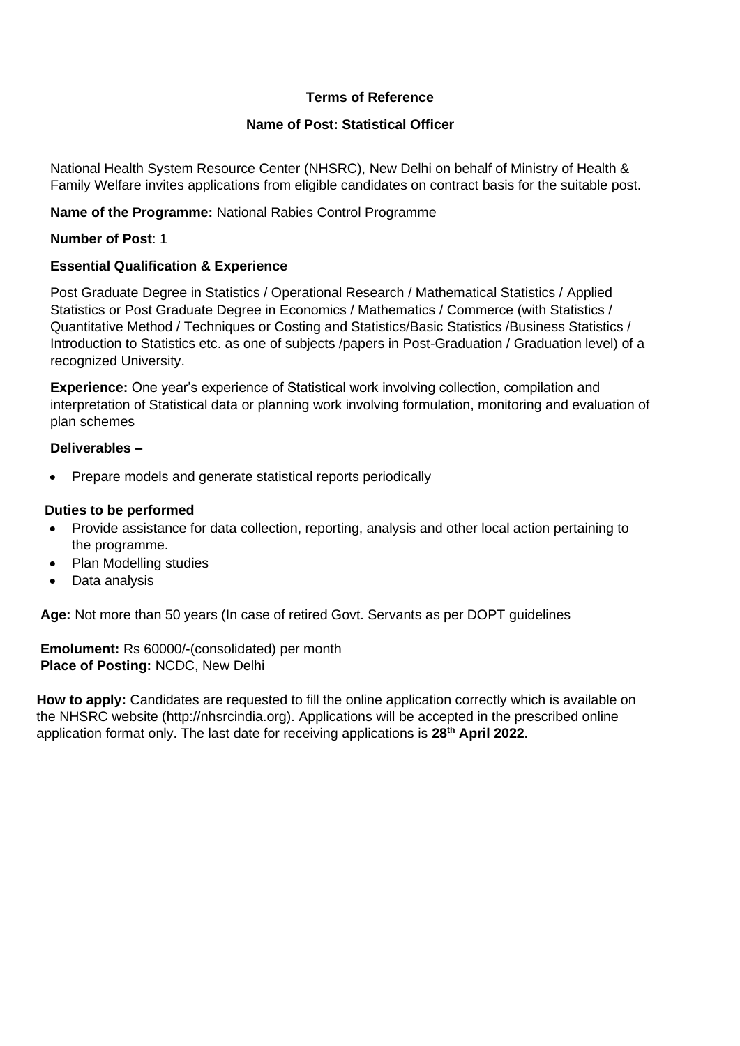**Terms of Reference**

**Name of Post: Statistical Officer**

National Health System Resource Center (NHSRC), New Delhi on behalf of Ministry of Health & Family Welfare invites applications from eligible candidates on contract basis for the suitable post.

**Name of the Programme:** National Rabies Control Programme

**Number of Post**: 1

**Essential Qualification & Experience**

Post Graduate Degree in Statistics / Operational Research / Mathematical Statistics / Applied Statistics or Post Graduate Degree in Economics / Mathematics / Commerce (with Statistics / Quantitative Method / Techniques or Costing and Statistics/Basic Statistics /Business Statistics / Introduction to Statistics etc. as one of subjects /papers in Post-Graduation / Graduation level) of a recognized University.

**Experience:** One year's experience of Statistical work involving collection, compilation and interpretation of Statistical data or planning work involving formulation, monitoring and evaluation of plan schemes

**Deliverables –**

- Prepare models and generate statistical reports periodically

**Duties to be performed**

- Provide assistance for data collection, reporting, analysis and other local action pertaining to the programme.
- Plan Modelling studies
- Data analysis

**Age:** Not more than 50 years (In case of retired Govt. Servants as per DOPT guidelines

**Emolument:** Rs 60000/-(consolidated) per month
**Place of Posting:** NCDC, New Delhi

**How to apply:** Candidates are requested to fill the online application correctly which is available on the NHSRC website (http://nhsrcindia.org). Applications will be accepted in the prescribed online application format only. The last date for receiving applications is **28th April 2022.**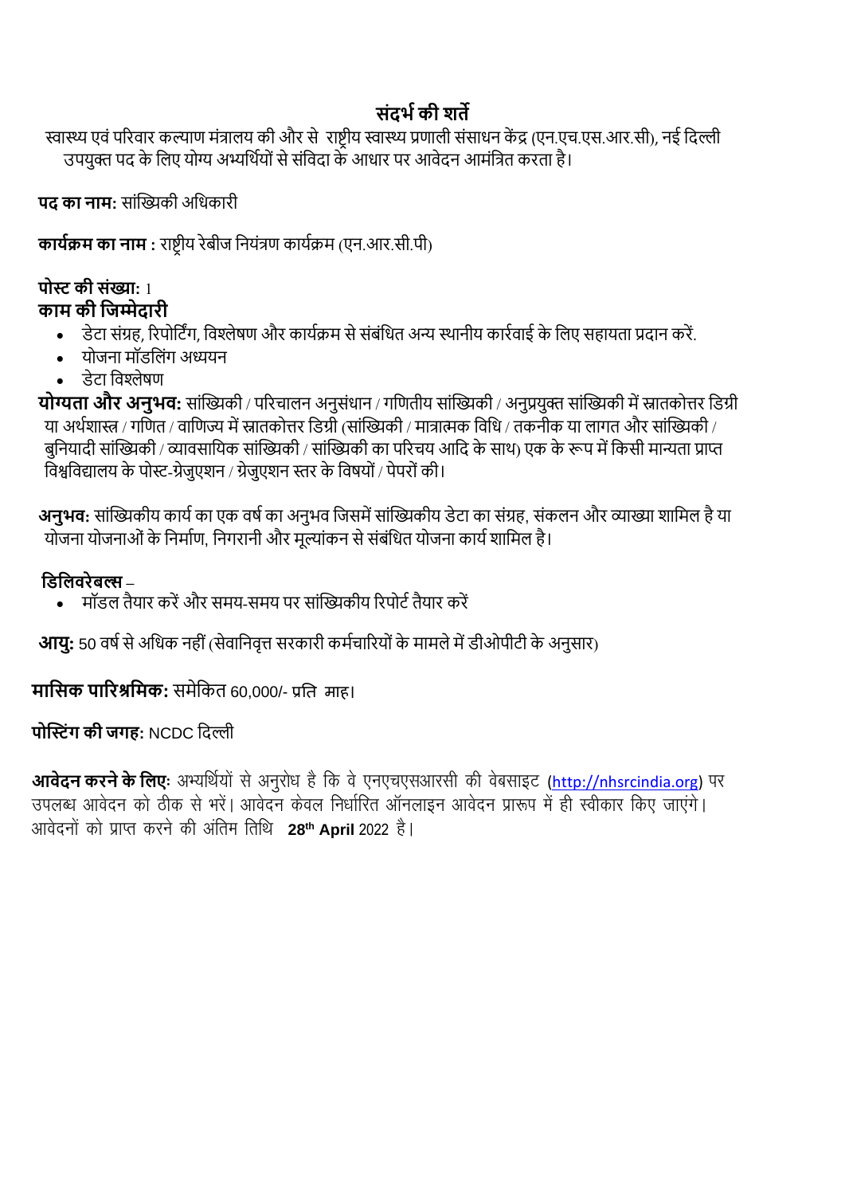## संदर्भ की शर्तें

स्वास्थ्य एवं परिवार कल्याण मंत्रालय की और से राष्ट्रीय स्वास्थ्य प्रणाली संसाधन केंद्र (एन.एच.एस.आर.सी), नई दिल्ली उपयुक्त पद के लिए योग्य अभ्यर्थियों से संविदा के आधार पर आवेदन आमंत्रित करता है।

**पद का नाम:** सांख्यिकी अधिकारी

**कार्यक्रम का नाम :** राष्ट्रीय रेबीज नियंत्रण कार्यक्रम (एन.आर.सी.पी)

**पोस्ट की संख्या:** 1

**काम की जिम्मेदारी**

- डेटा संग्रह, रिपोर्टिंग, विश्लेषण और कार्यक्रम से संबंधित अन्य स्थानीय कार्रवाई के लिए सहायता प्रदान करें.
- योजना मॉडलिंग अध्ययन
- डेटा विश्लेषण

**योग्यता और अनुभव:** सांख्यिकी / परिचालन अनुसंधान / गणितीय सांख्यिकी / अनुप्रयुक्त सांख्यिकी में स्नातकोत्तर डिग्री या अर्थशास्त्र / गणित / वाणिज्य में स्नातकोत्तर डिग्री (सांख्यिकी / मात्रात्मक विधि / तकनीक या लागत और सांख्यिकी / बुनियादी सांख्यिकी / व्यावसायिक सांख्यिकी / सांख्यिकी का परिचय आदि के साथ) एक के रूप में किसी मान्यता प्राप्त विश्वविद्यालय के पोस्ट-ग्रेजुएशन / ग्रेजुएशन स्तर के विषयों / पेपरों की।

**अनुभव:** सांख्यिकीय कार्य का एक वर्ष का अनुभव जिसमें सांख्यिकीय डेटा का संग्रह, संकलन और व्याख्या शामिल है या योजना योजनाओं के निर्माण, निगरानी और मूल्यांकन से संबंधित योजना कार्य शामिल है।

**डिलिवरेबल्स** –

- मॉडल तैयार करें और समय-समय पर सांख्यिकीय रिपोर्ट तैयार करें

**आयु:** 50 वर्ष से अधिक नहीं (सेवानिवृत्त सरकारी कर्मचारियों के मामले में डीओपीटी के अनुसार)

**मासिक पारिश्रमिक:** समेकित 60,000/- प्रति माह।

**पोस्टिंग की जगह:** NCDC दिल्ली

**आवेदन करने के लिए:** अभ्यर्थियों से अनुरोध है कि वे एनएचएसआरसी की वेबसाइट (http://nhsrcindia.org) पर उपलब्ध आवेदन को ठीक से भरें। आवेदन केवल निर्धारित ऑनलाइन आवेदन प्रारूप में ही स्वीकार किए जाएंगे। आवेदनों को प्राप्त करने की अंतिम तिथि **28th April** 2022 है।